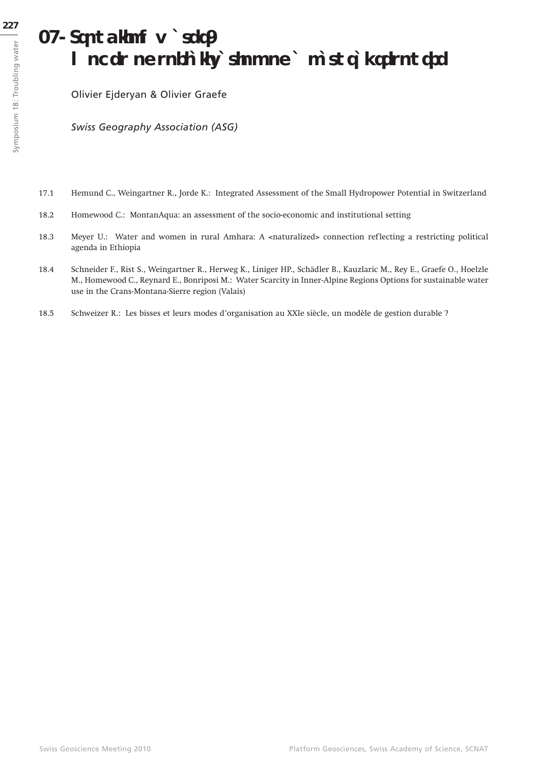# 18. Troubling water: Modes of socialization of a natural resource

Olivier Ejderyan & Olivier Graefe

*Swiss Geography Association (ASG)*

17.1 Hemund C., Weingartner R., Jorde K.: Integrated Assessment of the Small Hydropower Potential in Switzerland

18.2 Homewood C.: MontanAqua: an assessment of the socio-economic and institutional setting

18.3 Meyer U.: Water and women in rural Amhara: A <naturalized> connection reflecting a restricting political agenda in Ethiopia

18.4 Schneider F., Rist S., Weingartner R., Herweg K., Liniger HP., Schädler B., Kauzlaric M., Rey E., Graefe O., Hoelzle M., Homewood C., Reynard E., Bonriposi M.: Water Scarcity in Inner-Alpine Regions Options for sustainable water use in the Crans-Montana-Sierre region (Valais)

18.5 Schweizer R.: Les bisses et leurs modes d'organisation au XXIe siècle, un modèle de gestion durable ?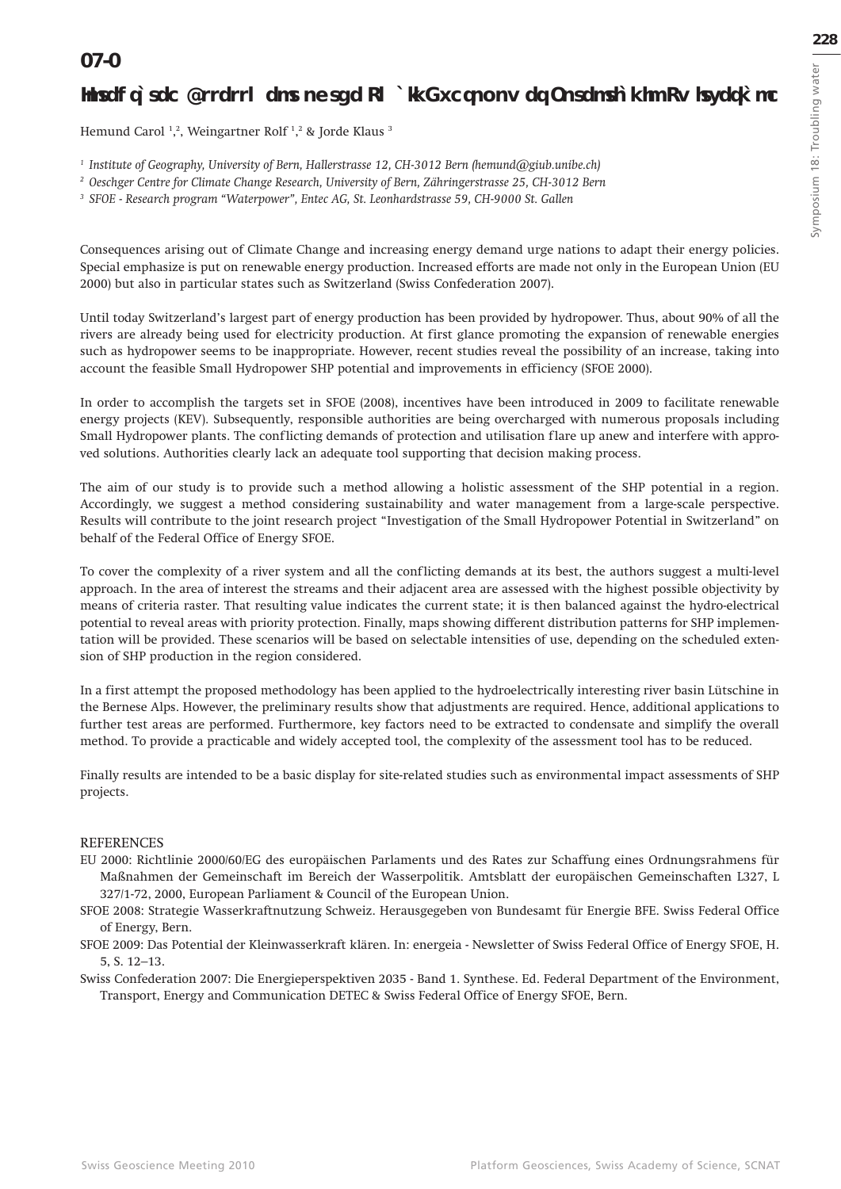# 07-0

## Hmsdfq`sdc @rrdrrl dms nesgd RI `kkGxcqnonv dq Onsdmsh`khmRv hsydqk`mc

Hemund Carol [1,2], Weingartner Rolf [1,2] & Jorde Klaus [3]

*[1] Institute of Geography, University of Bern, Hallerstrasse 12, CH-3012 Bern (hemund@giub.unibe.ch)*

*[2] Oeschger Centre for Climate Change Research, University of Bern, Zähringerstrasse 25, CH-3012 Bern*

*[3] SFOE - Research program "Waterpower", Entec AG, St. Leonhardstrasse 59, CH-9000 St. Gallen*

Consequences arising out of Climate Change and increasing energy demand urge nations to adapt their energy policies. Special emphasize is put on renewable energy production. Increased efforts are made not only in the European Union (EU 2000) but also in particular states such as Switzerland (Swiss Confederation 2007).

Until today Switzerland's largest part of energy production has been provided by hydropower. Thus, about 90% of all the rivers are already being used for electricity production. At first glance promoting the expansion of renewable energies such as hydropower seems to be inappropriate. However, recent studies reveal the possibility of an increase, taking into account the feasible Small Hydropower SHP potential and improvements in efficiency (SFOE 2000).

In order to accomplish the targets set in SFOE (2008), incentives have been introduced in 2009 to facilitate renewable energy projects (KEV). Subsequently, responsible authorities are being overcharged with numerous proposals including Small Hydropower plants. The conflicting demands of protection and utilisation flare up anew and interfere with approved solutions. Authorities clearly lack an adequate tool supporting that decision making process.

The aim of our study is to provide such a method allowing a holistic assessment of the SHP potential in a region. Accordingly, we suggest a method considering sustainability and water management from a large-scale perspective. Results will contribute to the joint research project "Investigation of the Small Hydropower Potential in Switzerland" on behalf of the Federal Office of Energy SFOE.

To cover the complexity of a river system and all the conflicting demands at its best, the authors suggest a multi-level approach. In the area of interest the streams and their adjacent area are assessed with the highest possible objectivity by means of criteria raster. That resulting value indicates the current state; it is then balanced against the hydro-electrical potential to reveal areas with priority protection. Finally, maps showing different distribution patterns for SHP implementation will be provided. These scenarios will be based on selectable intensities of use, depending on the scheduled extension of SHP production in the region considered.

In a first attempt the proposed methodology has been applied to the hydroelectrically interesting river basin Lütschine in the Bernese Alps. However, the preliminary results show that adjustments are required. Hence, additional applications to further test areas are performed. Furthermore, key factors need to be extracted to condensate and simplify the overall method. To provide a practicable and widely accepted tool, the complexity of the assessment tool has to be reduced.

Finally results are intended to be a basic display for site-related studies such as environmental impact assessments of SHP projects.

### REFERENCES

EU 2000: Richtlinie 2000/60/EG des europäischen Parlaments und des Rates zur Schaffung eines Ordnungsrahmens für Maßnahmen der Gemeinschaft im Bereich der Wasserpolitik. Amtsblatt der europäischen Gemeinschaften L327, L 327/1-72, 2000, European Parliament & Council of the European Union.

SFOE 2008: Strategie Wasserkraftnutzung Schweiz. Herausgegeben von Bundesamt für Energie BFE. Swiss Federal Office of Energy, Bern.

SFOE 2009: Das Potential der Kleinwasserkraft klären. In: energeia - Newsletter of Swiss Federal Office of Energy SFOE, H. 5, S. 12–13.

Swiss Confederation 2007: Die Energieperspektiven 2035 - Band 1. Synthese. Ed. Federal Department of the Environment, Transport, Energy and Communication DETEC & Swiss Federal Office of Energy SFOE, Bern.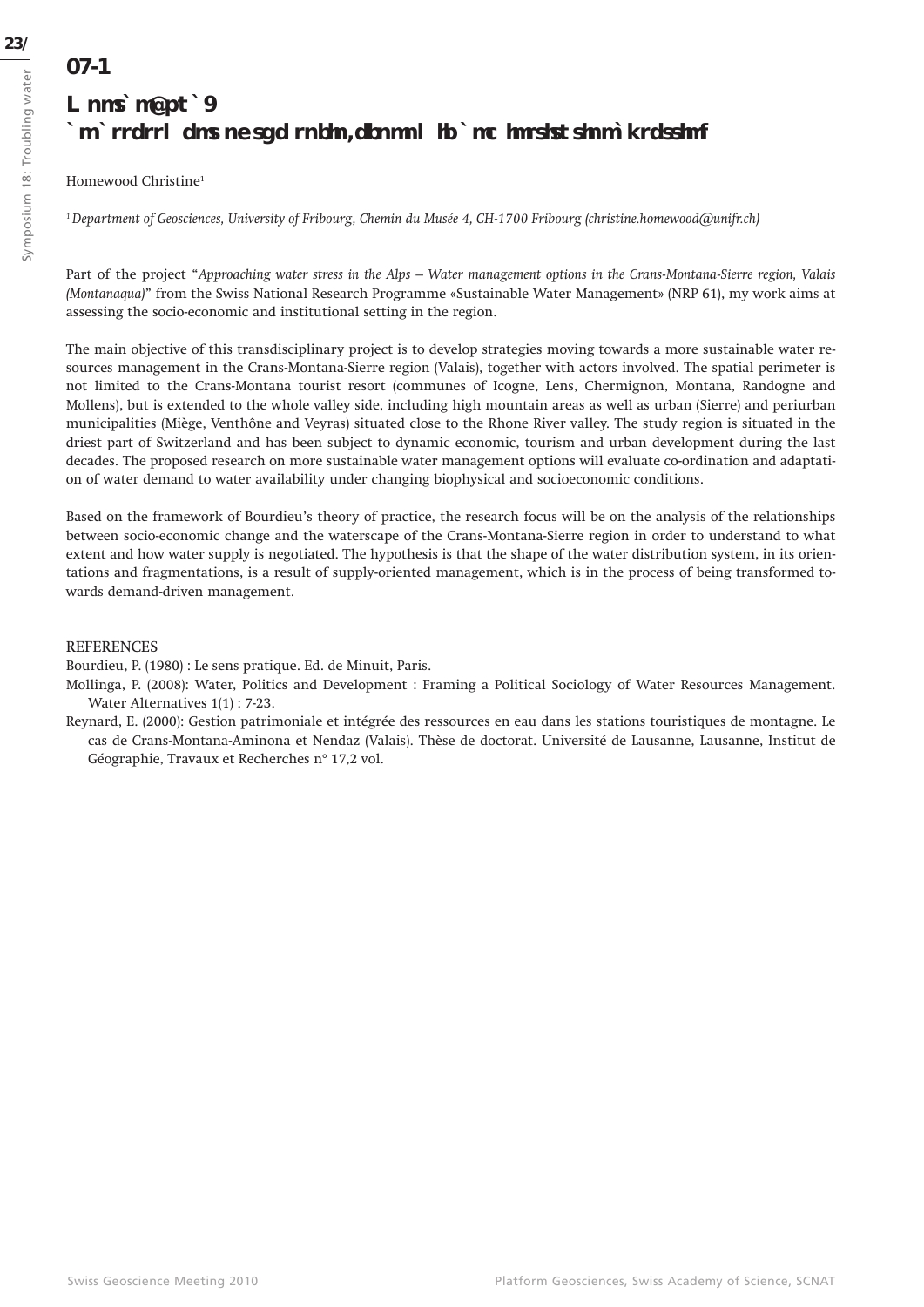## 07-1

# L nns` m@pt ` 9
# ` m` rrdrrl dms ne sgd rnbhn,dbnmnl hb ` mc hmrshst shnm` k rdsshmf

Homewood Christine[1]

[1] *Department of Geosciences, University of Fribourg, Chemin du Musée 4, CH-1700 Fribourg (christine.homewood@unifr.ch)*

Part of the project "*Approaching water stress in the Alps – Water management options in the Crans-Montana-Sierre region, Valais (Montanaqua)*" from the Swiss National Research Programme «Sustainable Water Management» (NRP 61), my work aims at assessing the socio-economic and institutional setting in the region.

The main objective of this transdisciplinary project is to develop strategies moving towards a more sustainable water resources management in the Crans-Montana-Sierre region (Valais), together with actors involved. The spatial perimeter is not limited to the Crans-Montana tourist resort (communes of Icogne, Lens, Chermignon, Montana, Randogne and Mollens), but is extended to the whole valley side, including high mountain areas as well as urban (Sierre) and periurban municipalities (Miège, Venthône and Veyras) situated close to the Rhone River valley. The study region is situated in the driest part of Switzerland and has been subject to dynamic economic, tourism and urban development during the last decades. The proposed research on more sustainable water management options will evaluate co-ordination and adaptation of water demand to water availability under changing biophysical and socioeconomic conditions.

Based on the framework of Bourdieu's theory of practice, the research focus will be on the analysis of the relationships between socio-economic change and the waterscape of the Crans-Montana-Sierre region in order to understand to what extent and how water supply is negotiated. The hypothesis is that the shape of the water distribution system, in its orientations and fragmentations, is a result of supply-oriented management, which is in the process of being transformed towards demand-driven management.

REFERENCES

Bourdieu, P. (1980) : Le sens pratique. Ed. de Minuit, Paris.

Mollinga, P. (2008): Water, Politics and Development : Framing a Political Sociology of Water Resources Management. Water Alternatives 1(1) : 7-23.

Reynard, E. (2000): Gestion patrimoniale et intégrée des ressources en eau dans les stations touristiques de montagne. Le cas de Crans-Montana-Aminona et Nendaz (Valais). Thèse de doctorat. Université de Lausanne, Lausanne, Institut de Géographie, Travaux et Recherches n° 17,2 vol.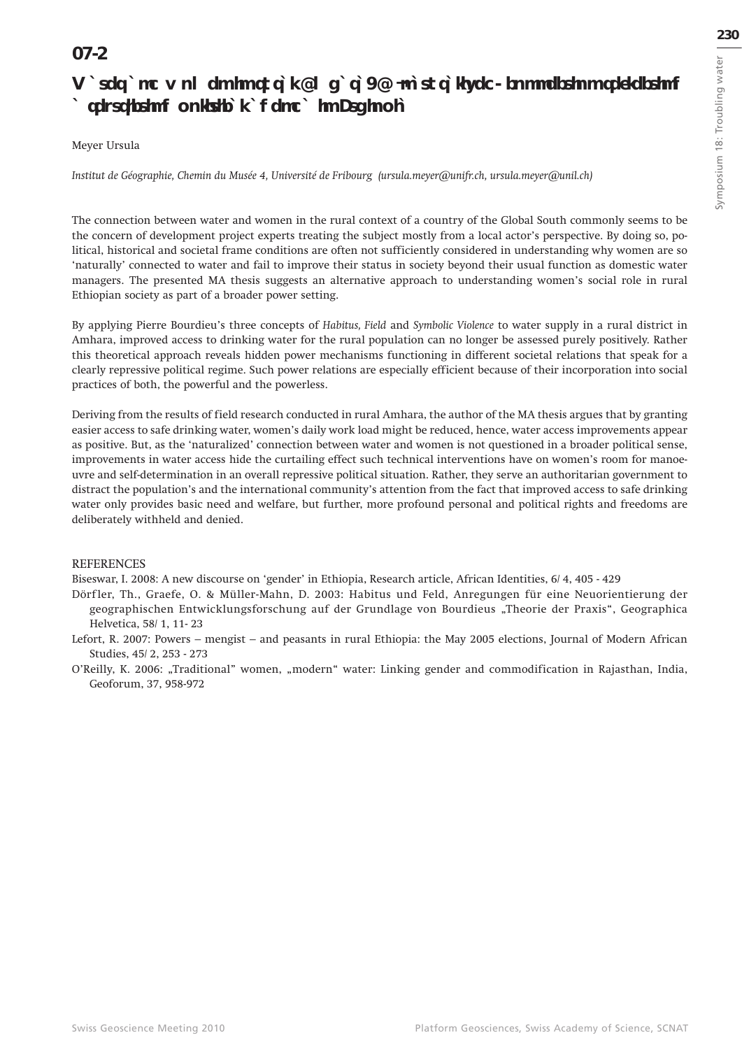**07-2**

## Water and women in rural Amhara: A naturalized connection reflecting a repressive political agenda in Ethiopia

Meyer Ursula

*Institut de Géographie, Chemin du Musée 4, Université de Fribourg (ursula.meyer@unifr.ch, ursula.meyer@unil.ch)*

The connection between water and women in the rural context of a country of the Global South commonly seems to be the concern of development project experts treating the subject mostly from a local actor's perspective. By doing so, political, historical and societal frame conditions are often not sufficiently considered in understanding why women are so 'naturally' connected to water and fail to improve their status in society beyond their usual function as domestic water managers. The presented MA thesis suggests an alternative approach to understanding women's social role in rural Ethiopian society as part of a broader power setting.

By applying Pierre Bourdieu's three concepts of *Habitus, Field* and *Symbolic Violence* to water supply in a rural district in Amhara, improved access to drinking water for the rural population can no longer be assessed purely positively. Rather this theoretical approach reveals hidden power mechanisms functioning in different societal relations that speak for a clearly repressive political regime. Such power relations are especially efficient because of their incorporation into social practices of both, the powerful and the powerless.

Deriving from the results of field research conducted in rural Amhara, the author of the MA thesis argues that by granting easier access to safe drinking water, women's daily work load might be reduced, hence, water access improvements appear as positive. But, as the 'naturalized' connection between water and women is not questioned in a broader political sense, improvements in water access hide the curtailing effect such technical interventions have on women's room for manoeuvre and self-determination in an overall repressive political situation. Rather, they serve an authoritarian government to distract the population's and the international community's attention from the fact that improved access to safe drinking water only provides basic need and welfare, but further, more profound personal and political rights and freedoms are deliberately withheld and denied.

### REFERENCES

Biseswar, I. 2008: A new discourse on 'gender' in Ethiopia, Research article, African Identities, 6/ 4, 405 - 429

Dörfler, Th., Graefe, O. & Müller-Mahn, D. 2003: Habitus und Feld, Anregungen für eine Neuorientierung der geographischen Entwicklungsforschung auf der Grundlage von Bourdieus „Theorie der Praxis", Geographica Helvetica, 58/ 1, 11- 23

Lefort, R. 2007: Powers – mengist – and peasants in rural Ethiopia: the May 2005 elections, Journal of Modern African Studies, 45/ 2, 253 - 273

O'Reilly, K. 2006: „Traditional" women, „modern" water: Linking gender and commodification in Rajasthan, India, Geoforum, 37, 958-972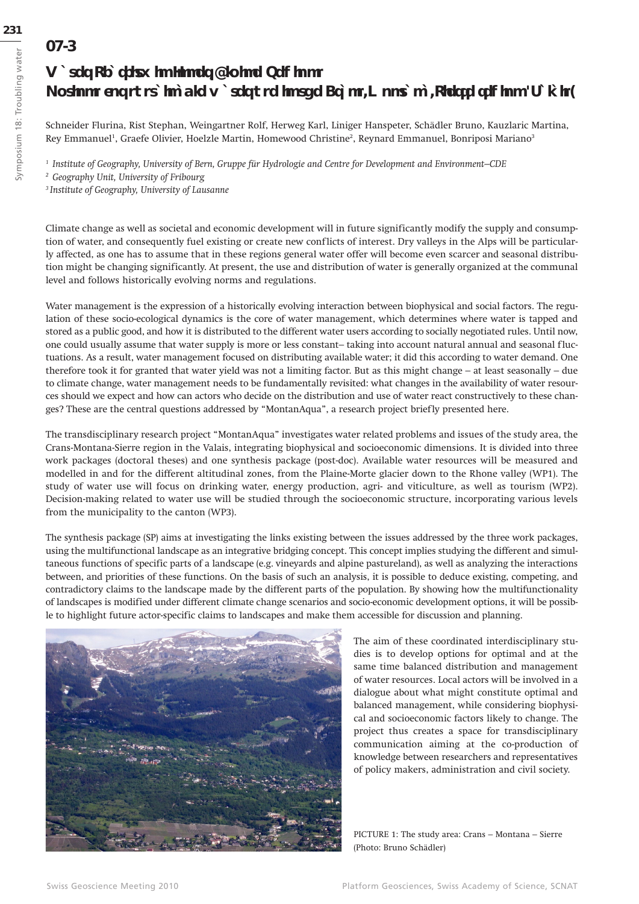## 07-3

# Water Scarcity in Inner Alpine Region
## Options for sustainable water use in the Crans-Montana-Sierre region (Valais)

Schneider Flurina, Rist Stephan, Weingartner Rolf, Herweg Karl, Liniger Hanspeter, Schädler Bruno, Kauzlaric Martina, Rey Emmanuel[1], Graefe Olivier, Hoelzle Martin, Homewood Christine[2], Reynard Emmanuel, Bonriposi Mariano[3]

[1] *Institute of Geography, University of Bern, Gruppe für Hydrologie and Centre for Development and Environment–CDE*
[2] *Geography Unit, University of Fribourg*
[3] *Institute of Geography, University of Lausanne*

Climate change as well as societal and economic development will in future significantly modify the supply and consumption of water, and consequently fuel existing or create new conflicts of interest. Dry valleys in the Alps will be particularly affected, as one has to assume that in these regions general water offer will become even scarcer and seasonal distribution might be changing significantly. At present, the use and distribution of water is generally organized at the communal level and follows historically evolving norms and regulations.

Water management is the expression of a historically evolving interaction between biophysical and social factors. The regulation of these socio-ecological dynamics is the core of water management, which determines where water is tapped and stored as a public good, and how it is distributed to the different water users according to socially negotiated rules. Until now, one could usually assume that water supply is more or less constant– taking into account natural annual and seasonal fluctuations. As a result, water management focused on distributing available water; it did this according to water demand. One therefore took it for granted that water yield was not a limiting factor. But as this might change – at least seasonally – due to climate change, water management needs to be fundamentally revisited: what changes in the availability of water resources should we expect and how can actors who decide on the distribution and use of water react constructively to these changes? These are the central questions addressed by "MontanAqua", a research project briefly presented here.

The transdisciplinary research project "MontanAqua" investigates water related problems and issues of the study area, the Crans-Montana-Sierre region in the Valais, integrating biophysical and socioeconomic dimensions. It is divided into three work packages (doctoral theses) and one synthesis package (post-doc). Available water resources will be measured and modelled in and for the different altitudinal zones, from the Plaine-Morte glacier down to the Rhone valley (WP1). The study of water use will focus on drinking water, energy production, agri- and viticulture, as well as tourism (WP2). Decision-making related to water use will be studied through the socioeconomic structure, incorporating various levels from the municipality to the canton (WP3).

The synthesis package (SP) aims at investigating the links existing between the issues addressed by the three work packages, using the multifunctional landscape as an integrative bridging concept. This concept implies studying the different and simultaneous functions of specific parts of a landscape (e.g. vineyards and alpine pastureland), as well as analyzing the interactions between, and priorities of these functions. On the basis of such an analysis, it is possible to deduce existing, competing, and contradictory claims to the landscape made by the different parts of the population. By showing how the multifunctionality of landscapes is modified under different climate change scenarios and socio-economic development options, it will be possible to highlight future actor-specific claims to landscapes and make them accessible for discussion and planning.

The aim of these coordinated interdisciplinary studies is to develop options for optimal and at the same time balanced distribution and management of water resources. Local actors will be involved in a dialogue about what might constitute optimal and balanced management, while considering biophysical and socioeconomic factors likely to change. The project thus creates a space for transdisciplinary communication aiming at the co-production of knowledge between researchers and representatives of policy makers, administration and civil society.

PICTURE 1: The study area: Crans – Montana – Sierre (Photo: Bruno Schädler)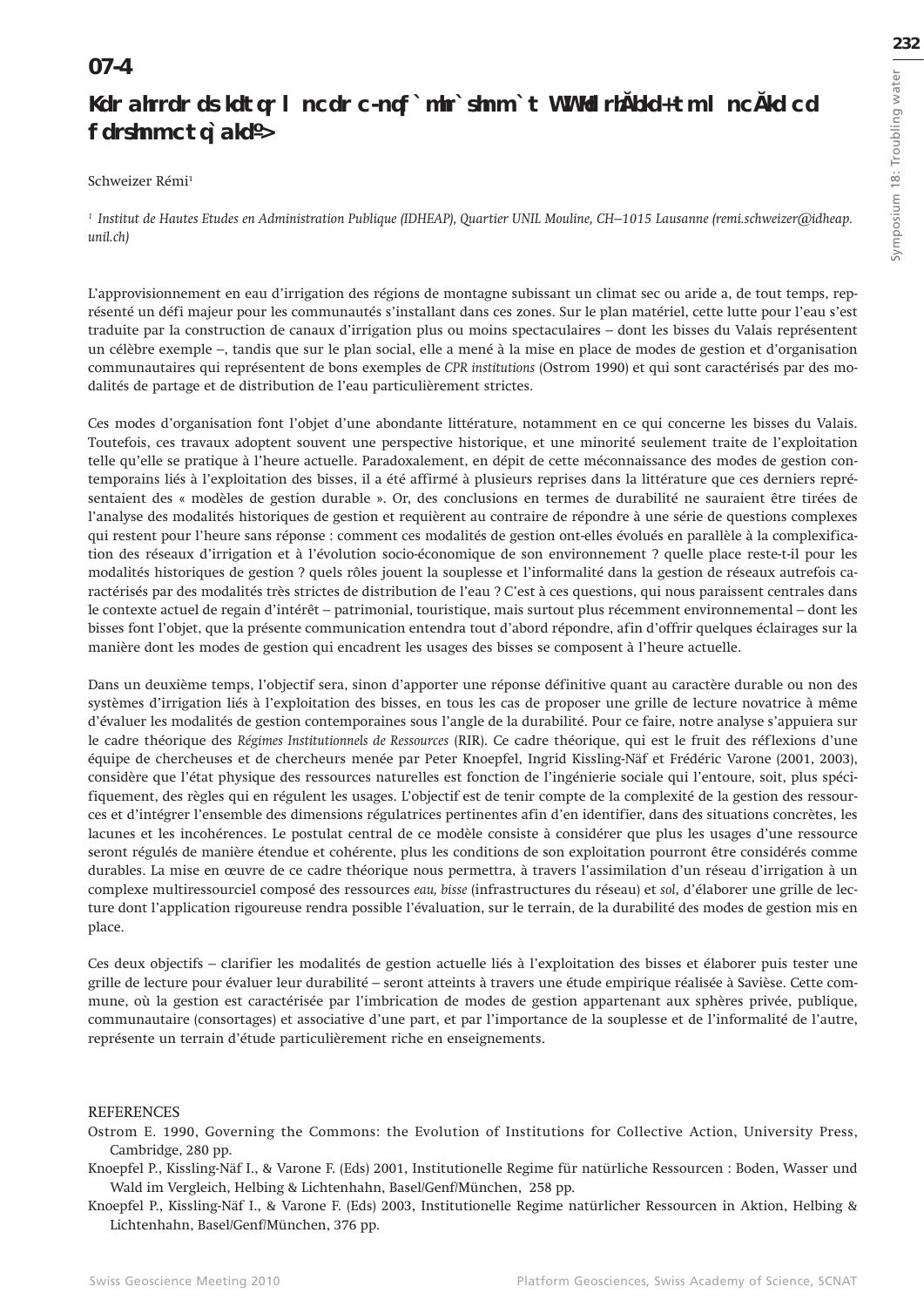## 07-4

# Les bisses et leur modes d'organisation au XXIe siècle, un modèle de gestion durable ?

Schweizer Rémi[1]

*[1] Institut de Hautes Etudes en Administration Publique (IDHEAP), Quartier UNIL Mouline, CH–1015 Lausanne (remi.schweizer@idheap.unil.ch)*

L'approvisionnement en eau d'irrigation des régions de montagne subissant un climat sec ou aride a, de tout temps, représenté un défi majeur pour les communautés s'installant dans ces zones. Sur le plan matériel, cette lutte pour l'eau s'est traduite par la construction de canaux d'irrigation plus ou moins spectaculaires – dont les bisses du Valais représentent un célèbre exemple –, tandis que sur le plan social, elle a mené à la mise en place de modes de gestion et d'organisation communautaires qui représentent de bons exemples de *CPR institutions* (Ostrom 1990) et qui sont caractérisés par des modalités de partage et de distribution de l'eau particulièrement strictes.

Ces modes d'organisation font l'objet d'une abondante littérature, notamment en ce qui concerne les bisses du Valais. Toutefois, ces travaux adoptent souvent une perspective historique, et une minorité seulement traite de l'exploitation telle qu'elle se pratique à l'heure actuelle. Paradoxalement, en dépit de cette méconnaissance des modes de gestion contemporains liés à l'exploitation des bisses, il a été affirmé à plusieurs reprises dans la littérature que ces derniers représentaient des « modèles de gestion durable ». Or, des conclusions en termes de durabilité ne sauraient être tirées de l'analyse des modalités historiques de gestion et requièrent au contraire de répondre à une série de questions complexes qui restent pour l'heure sans réponse : comment ces modalités de gestion ont-elles évolués en parallèle à la complexification des réseaux d'irrigation et à l'évolution socio-économique de son environnement ? quelle place reste-t-il pour les modalités historiques de gestion ? quels rôles jouent la souplesse et l'informalité dans la gestion de réseaux autrefois caractérisés par des modalités très strictes de distribution de l'eau ? C'est à ces questions, qui nous paraissent centrales dans le contexte actuel de regain d'intérêt – patrimonial, touristique, mais surtout plus récemment environnemental – dont les bisses font l'objet, que la présente communication entendra tout d'abord répondre, afin d'offrir quelques éclairages sur la manière dont les modes de gestion qui encadrent les usages des bisses se composent à l'heure actuelle.

Dans un deuxième temps, l'objectif sera, sinon d'apporter une réponse définitive quant au caractère durable ou non des systèmes d'irrigation liés à l'exploitation des bisses, en tous les cas de proposer une grille de lecture novatrice à même d'évaluer les modalités de gestion contemporaines sous l'angle de la durabilité. Pour ce faire, notre analyse s'appuiera sur le cadre théorique des *Régimes Institutionnels de Ressources* (RIR). Ce cadre théorique, qui est le fruit des réflexions d'une équipe de chercheuses et de chercheurs menée par Peter Knoepfel, Ingrid Kissling-Näf et Frédéric Varone (2001, 2003), considère que l'état physique des ressources naturelles est fonction de l'ingénierie sociale qui l'entoure, soit, plus spécifiquement, des règles qui en régulent les usages. L'objectif est de tenir compte de la complexité de la gestion des ressources et d'intégrer l'ensemble des dimensions régulatrices pertinentes afin d'en identifier, dans des situations concrètes, les lacunes et les incohérences. Le postulat central de ce modèle consiste à considérer que plus les usages d'une ressource seront régulés de manière étendue et cohérente, plus les conditions de son exploitation pourront être considérés comme durables. La mise en œuvre de ce cadre théorique nous permettra, à travers l'assimilation d'un réseau d'irrigation à un complexe multiressourciel composé des ressources *eau, bisse* (infrastructures du réseau) et *sol*, d'élaborer une grille de lecture dont l'application rigoureuse rendra possible l'évaluation, sur le terrain, de la durabilité des modes de gestion mis en place.

Ces deux objectifs – clarifier les modalités de gestion actuelle liés à l'exploitation des bisses et élaborer puis tester une grille de lecture pour évaluer leur durabilité – seront atteints à travers une étude empirique réalisée à Savièse. Cette commune, où la gestion est caractérisée par l'imbrication de modes de gestion appartenant aux sphères privée, publique, communautaire (consortages) et associative d'une part, et par l'importance de la souplesse et de l'informalité de l'autre, représente un terrain d'étude particulièrement riche en enseignements.

## REFERENCES

Ostrom E. 1990, Governing the Commons: the Evolution of Institutions for Collective Action, University Press, Cambridge, 280 pp.

Knoepfel P., Kissling-Näf I., & Varone F. (Eds) 2001, Institutionelle Regime für natürliche Ressourcen : Boden, Wasser und Wald im Vergleich, Helbing & Lichtenhahn, Basel/Genf/München, 258 pp.

Knoepfel P., Kissling-Näf I., & Varone F. (Eds) 2003, Institutionelle Regime natürlicher Ressourcen in Aktion, Helbing & Lichtenhahn, Basel/Genf/München, 376 pp.